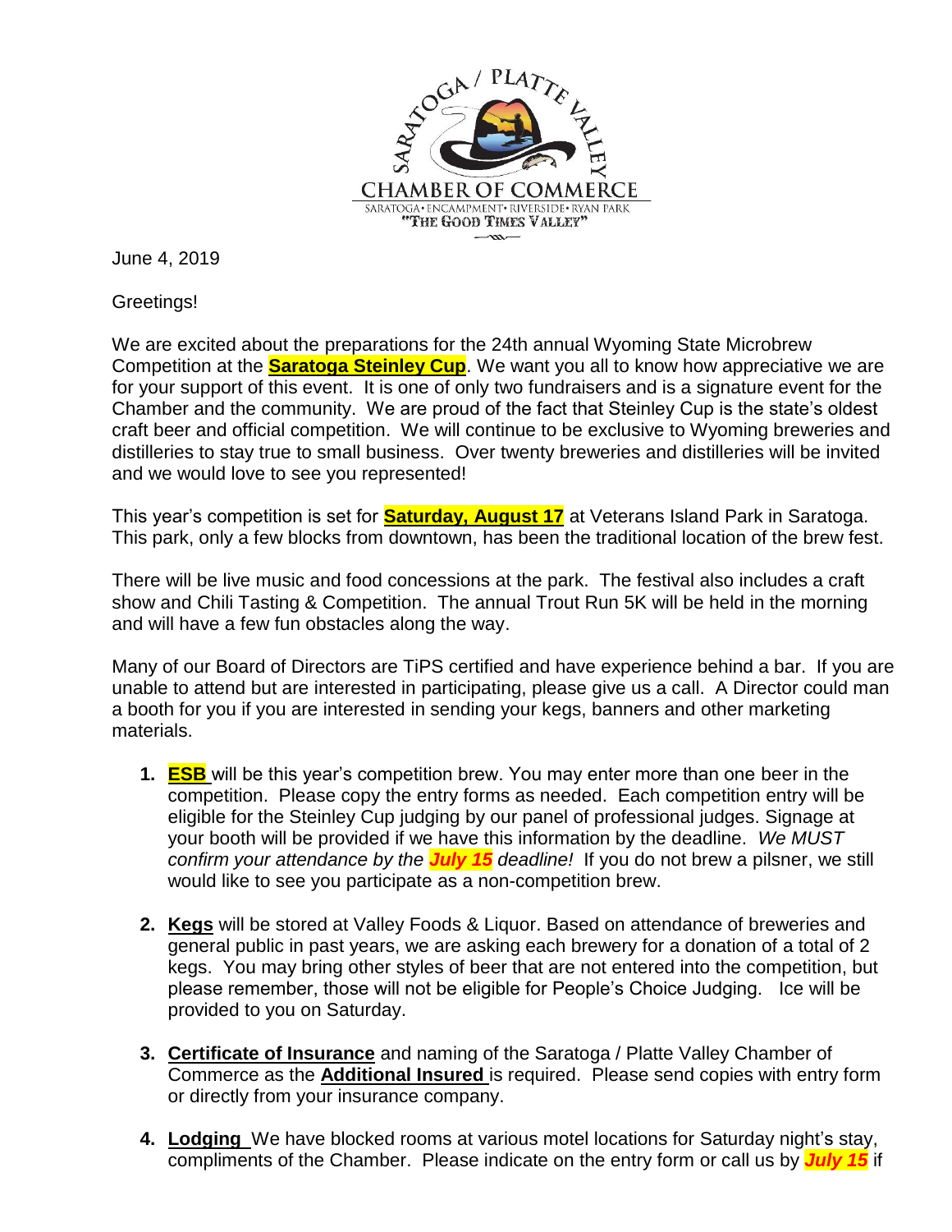SARATOGA / PLATTE VALLEY

CHAMBER OF COMMERCE

SARATOGA • ENCAMPMENT • RIVERSIDE • RYAN PARK

"THE GOOD TIMES VALLEY"

June 4, 2019

Greetings!

We are excited about the preparations for the 24th annual Wyoming State Microbrew Competition at the **Saratoga Steinley Cup**. We want you all to know how appreciative we are for your support of this event. It is one of only two fundraisers and is a signature event for the Chamber and the community. We are proud of the fact that Steinley Cup is the state's oldest craft beer and official competition. We will continue to be exclusive to Wyoming breweries and distilleries to stay true to small business. Over twenty breweries and distilleries will be invited and we would love to see you represented!

This year's competition is set for **Saturday, August 17** at Veterans Island Park in Saratoga. This park, only a few blocks from downtown, has been the traditional location of the brew fest.

There will be live music and food concessions at the park. The festival also includes a craft show and Chili Tasting & Competition. The annual Trout Run 5K will be held in the morning and will have a few fun obstacles along the way.

Many of our Board of Directors are TiPS certified and have experience behind a bar. If you are unable to attend but are interested in participating, please give us a call. A Director could man a booth for you if you are interested in sending your kegs, banners and other marketing materials.

1. **ESB** will be this year's competition brew. You may enter more than one beer in the competition. Please copy the entry forms as needed. Each competition entry will be eligible for the Steinley Cup judging by our panel of professional judges. Signage at your booth will be provided if we have this information by the deadline. *We MUST confirm your attendance by the **July 15** deadline!* If you do not brew a pilsner, we still would like to see you participate as a non-competition brew.

2. **Kegs** will be stored at Valley Foods & Liquor. Based on attendance of breweries and general public in past years, we are asking each brewery for a donation of a total of 2 kegs. You may bring other styles of beer that are not entered into the competition, but please remember, those will not be eligible for People's Choice Judging. Ice will be provided to you on Saturday.

3. **Certificate of Insurance** and naming of the Saratoga / Platte Valley Chamber of Commerce as the **Additional Insured** is required. Please send copies with entry form or directly from your insurance company.

4. **Lodging** We have blocked rooms at various motel locations for Saturday night's stay, compliments of the Chamber. Please indicate on the entry form or call us by ***July 15*** if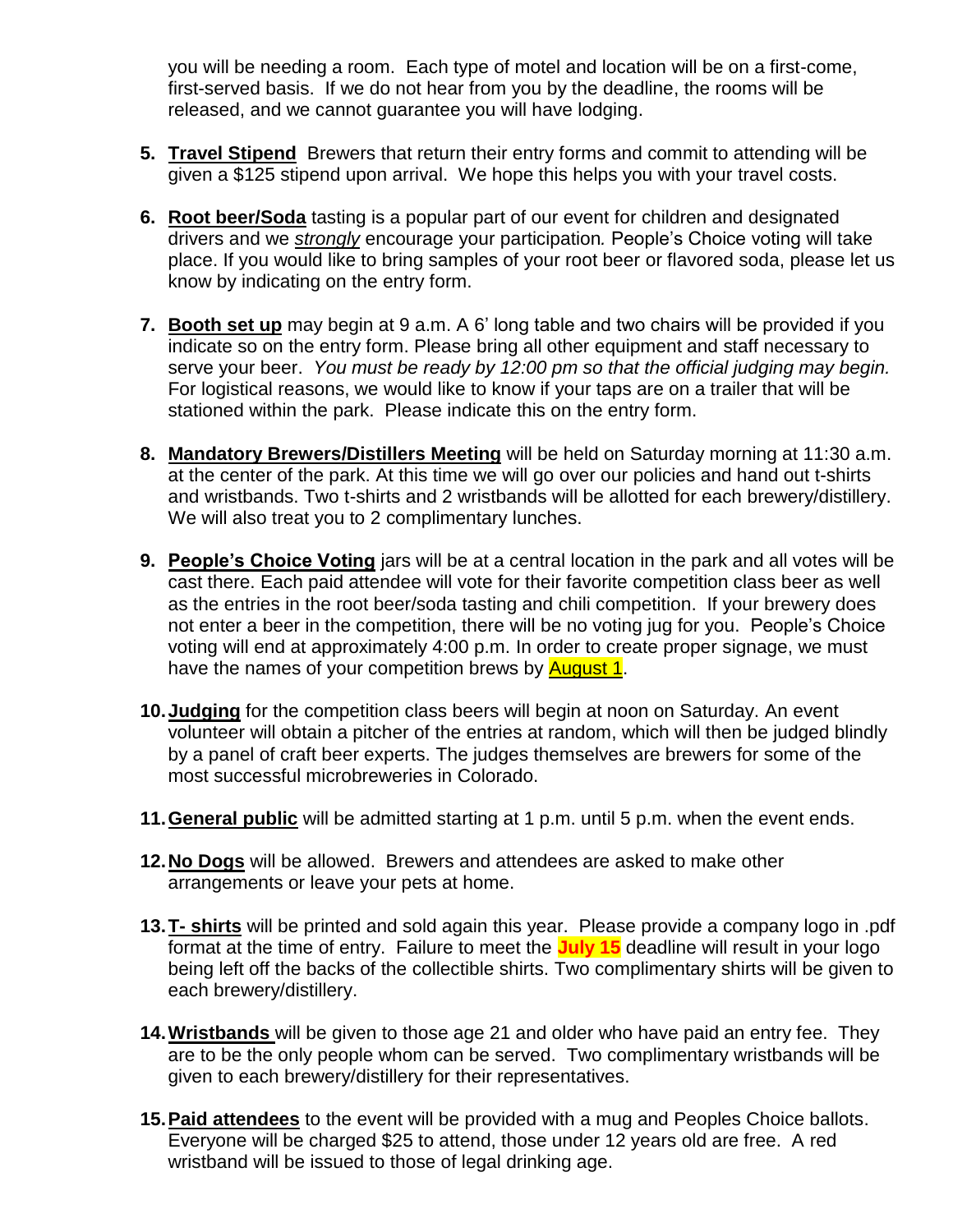you will be needing a room. Each type of motel and location will be on a first-come, first-served basis. If we do not hear from you by the deadline, the rooms will be released, and we cannot guarantee you will have lodging.

5. **Travel Stipend** Brewers that return their entry forms and commit to attending will be given a $125 stipend upon arrival. We hope this helps you with your travel costs.

6. **Root beer/Soda** tasting is a popular part of our event for children and designated drivers and we *strongly* encourage your participation. People's Choice voting will take place. If you would like to bring samples of your root beer or flavored soda, please let us know by indicating on the entry form.

7. **Booth set up** may begin at 9 a.m. A 6' long table and two chairs will be provided if you indicate so on the entry form. Please bring all other equipment and staff necessary to serve your beer. *You must be ready by 12:00 pm so that the official judging may begin.* For logistical reasons, we would like to know if your taps are on a trailer that will be stationed within the park. Please indicate this on the entry form.

8. **Mandatory Brewers/Distillers Meeting** will be held on Saturday morning at 11:30 a.m. at the center of the park. At this time we will go over our policies and hand out t-shirts and wristbands. Two t-shirts and 2 wristbands will be allotted for each brewery/distillery. We will also treat you to 2 complimentary lunches.

9. **People's Choice Voting** jars will be at a central location in the park and all votes will be cast there. Each paid attendee will vote for their favorite competition class beer as well as the entries in the root beer/soda tasting and chili competition. If your brewery does not enter a beer in the competition, there will be no voting jug for you. People's Choice voting will end at approximately 4:00 p.m. In order to create proper signage, we must have the names of your competition brews by August 1.

10. **Judging** for the competition class beers will begin at noon on Saturday. An event volunteer will obtain a pitcher of the entries at random, which will then be judged blindly by a panel of craft beer experts. The judges themselves are brewers for some of the most successful microbreweries in Colorado.

11. **General public** will be admitted starting at 1 p.m. until 5 p.m. when the event ends.

12. **No Dogs** will be allowed. Brewers and attendees are asked to make other arrangements or leave your pets at home.

13. **T- shirts** will be printed and sold again this year. Please provide a company logo in .pdf format at the time of entry. Failure to meet the **July 15** deadline will result in your logo being left off the backs of the collectible shirts. Two complimentary shirts will be given to each brewery/distillery.

14. **Wristbands** will be given to those age 21 and older who have paid an entry fee. They are to be the only people whom can be served. Two complimentary wristbands will be given to each brewery/distillery for their representatives.

15. **Paid attendees** to the event will be provided with a mug and Peoples Choice ballots. Everyone will be charged $25 to attend, those under 12 years old are free. A red wristband will be issued to those of legal drinking age.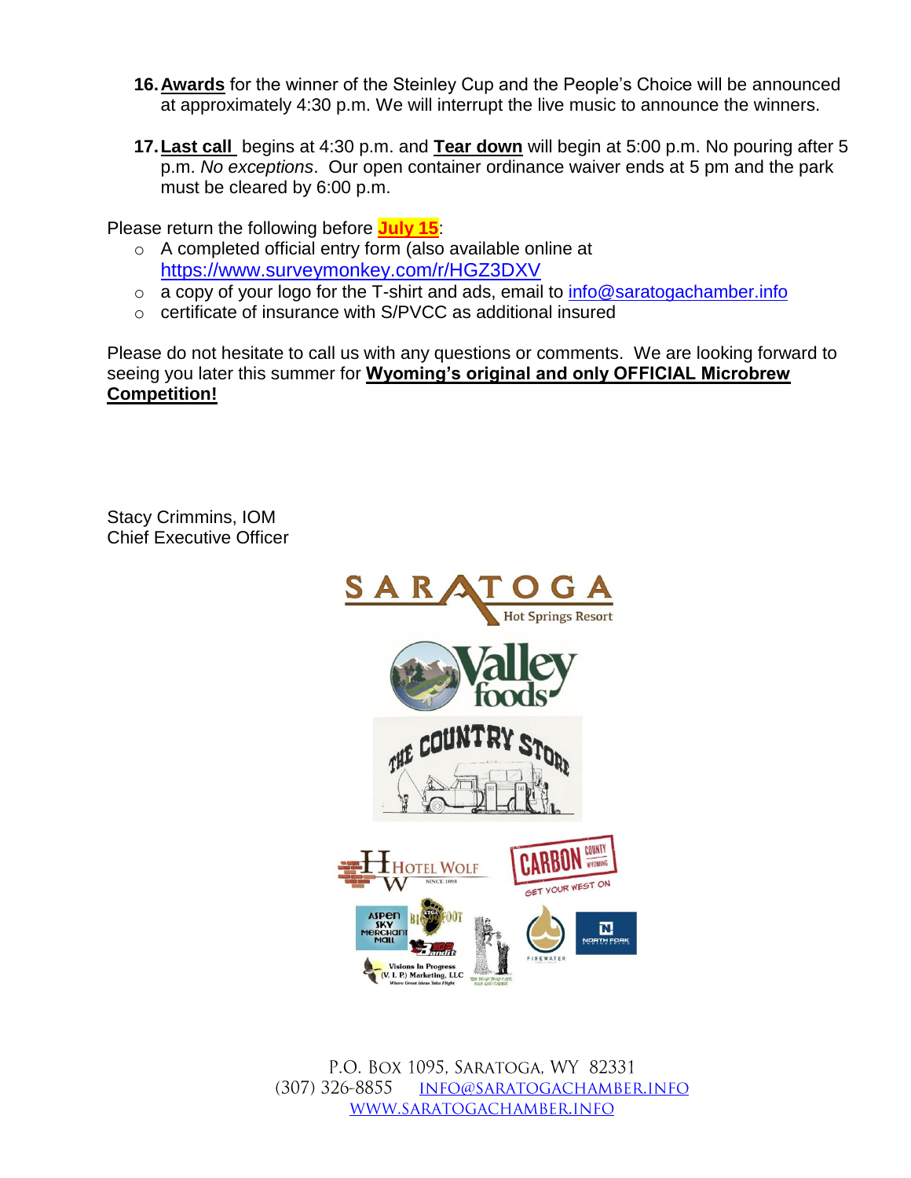16. **Awards** for the winner of the Steinley Cup and the People's Choice will be announced at approximately 4:30 p.m. We will interrupt the live music to announce the winners.

17. **Last call** begins at 4:30 p.m. and **Tear down** will begin at 5:00 p.m. No pouring after 5 p.m. *No exceptions*. Our open container ordinance waiver ends at 5 pm and the park must be cleared by 6:00 p.m.

Please return the following before **July 15**:

- A completed official entry form (also available online at https://www.surveymonkey.com/r/HGZ3DXV
- a copy of your logo for the T-shirt and ads, email to info@saratogachamber.info
- certificate of insurance with S/PVCC as additional insured

Please do not hesitate to call us with any questions or comments. We are looking forward to seeing you later this summer for **Wyoming's original and only OFFICIAL Microbrew Competition!**

Stacy Crimmins, IOM
Chief Executive Officer

P.O. Box 1095, Saratoga, WY 82331
(307) 326-8855 INFO@SARATOGACHAMBER.INFO
WWW.SARATOGACHAMBER.INFO